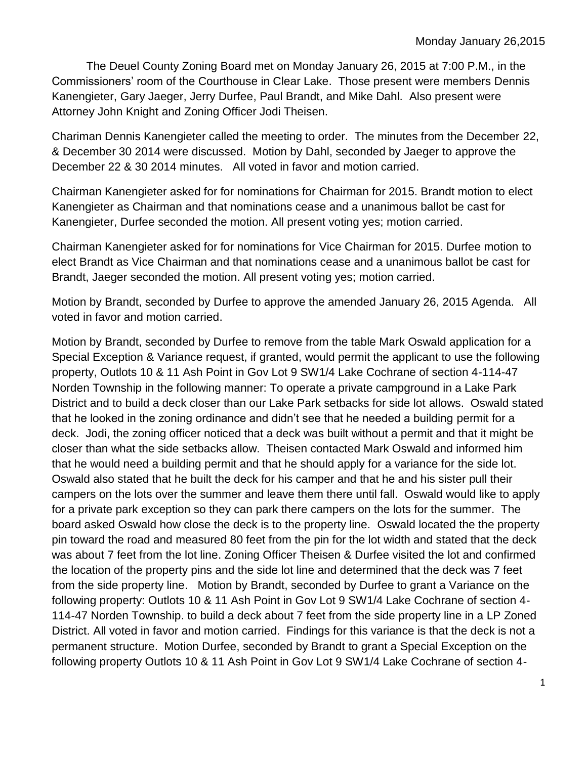Monday January 26,2015

The Deuel County Zoning Board met on Monday January 26, 2015 at 7:00 P.M., in the Commissioners' room of the Courthouse in Clear Lake. Those present were members Dennis Kanengieter, Gary Jaeger, Jerry Durfee, Paul Brandt, and Mike Dahl. Also present were Attorney John Knight and Zoning Officer Jodi Theisen.

Chariman Dennis Kanengieter called the meeting to order. The minutes from the December 22, & December 30 2014 were discussed. Motion by Dahl, seconded by Jaeger to approve the December 22 & 30 2014 minutes. All voted in favor and motion carried.

Chairman Kanengieter asked for for nominations for Chairman for 2015. Brandt motion to elect Kanengieter as Chairman and that nominations cease and a unanimous ballot be cast for Kanengieter, Durfee seconded the motion. All present voting yes; motion carried.

Chairman Kanengieter asked for for nominations for Vice Chairman for 2015. Durfee motion to elect Brandt as Vice Chairman and that nominations cease and a unanimous ballot be cast for Brandt, Jaeger seconded the motion. All present voting yes; motion carried.

Motion by Brandt, seconded by Durfee to approve the amended January 26, 2015 Agenda. All voted in favor and motion carried.

Motion by Brandt, seconded by Durfee to remove from the table Mark Oswald application for a Special Exception & Variance request, if granted, would permit the applicant to use the following property, Outlots 10 & 11 Ash Point in Gov Lot 9 SW1/4 Lake Cochrane of section 4-114-47 Norden Township in the following manner: To operate a private campground in a Lake Park District and to build a deck closer than our Lake Park setbacks for side lot allows. Oswald stated that he looked in the zoning ordinance and didn't see that he needed a building permit for a deck. Jodi, the zoning officer noticed that a deck was built without a permit and that it might be closer than what the side setbacks allow. Theisen contacted Mark Oswald and informed him that he would need a building permit and that he should apply for a variance for the side lot. Oswald also stated that he built the deck for his camper and that he and his sister pull their campers on the lots over the summer and leave them there until fall. Oswald would like to apply for a private park exception so they can park there campers on the lots for the summer. The board asked Oswald how close the deck is to the property line. Oswald located the the property pin toward the road and measured 80 feet from the pin for the lot width and stated that the deck was about 7 feet from the lot line. Zoning Officer Theisen & Durfee visited the lot and confirmed the location of the property pins and the side lot line and determined that the deck was 7 feet from the side property line. Motion by Brandt, seconded by Durfee to grant a Variance on the following property: Outlots 10 & 11 Ash Point in Gov Lot 9 SW1/4 Lake Cochrane of section 4-114-47 Norden Township. to build a deck about 7 feet from the side property line in a LP Zoned District. All voted in favor and motion carried. Findings for this variance is that the deck is not a permanent structure. Motion Durfee, seconded by Brandt to grant a Special Exception on the following property Outlots 10 & 11 Ash Point in Gov Lot 9 SW1/4 Lake Cochrane of section 4-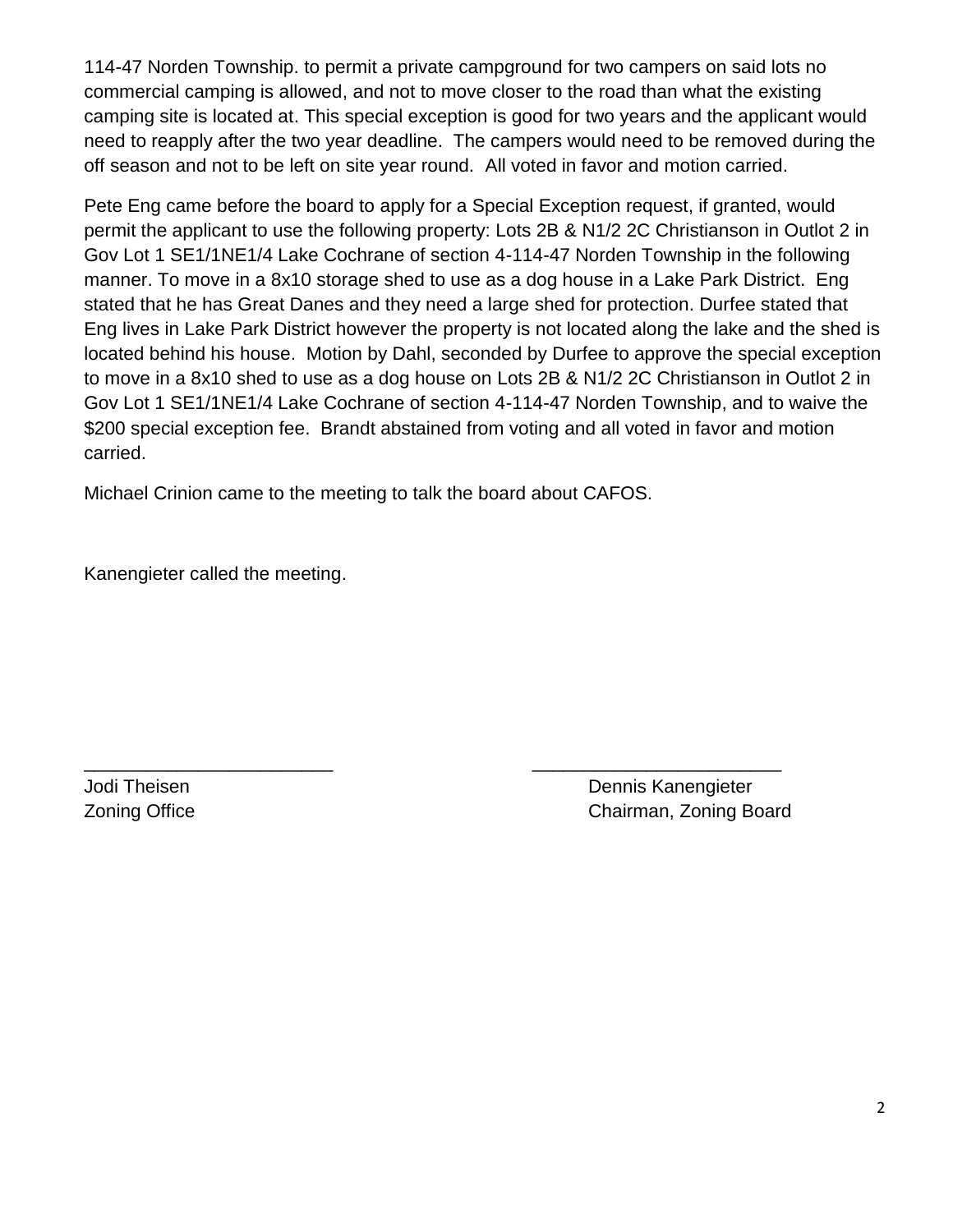114-47 Norden Township. to permit a private campground for two campers on said lots no commercial camping is allowed, and not to move closer to the road than what the existing camping site is located at. This special exception is good for two years and the applicant would need to reapply after the two year deadline. The campers would need to be removed during the off season and not to be left on site year round. All voted in favor and motion carried.

Pete Eng came before the board to apply for a Special Exception request, if granted, would permit the applicant to use the following property: Lots 2B & N1/2 2C Christianson in Outlot 2 in Gov Lot 1 SE1/1NE1/4 Lake Cochrane of section 4-114-47 Norden Township in the following manner. To move in a 8x10 storage shed to use as a dog house in a Lake Park District. Eng stated that he has Great Danes and they need a large shed for protection. Durfee stated that Eng lives in Lake Park District however the property is not located along the lake and the shed is located behind his house. Motion by Dahl, seconded by Durfee to approve the special exception to move in a 8x10 shed to use as a dog house on Lots 2B & N1/2 2C Christianson in Outlot 2 in Gov Lot 1 SE1/1NE1/4 Lake Cochrane of section 4-114-47 Norden Township, and to waive the $200 special exception fee. Brandt abstained from voting and all voted in favor and motion carried.

Michael Crinion came to the meeting to talk the board about CAFOS.

Kanengieter called the meeting.

________________________ ________________________

Jodi Theisen
Zoning Office

Dennis Kanengieter
Chairman, Zoning Board